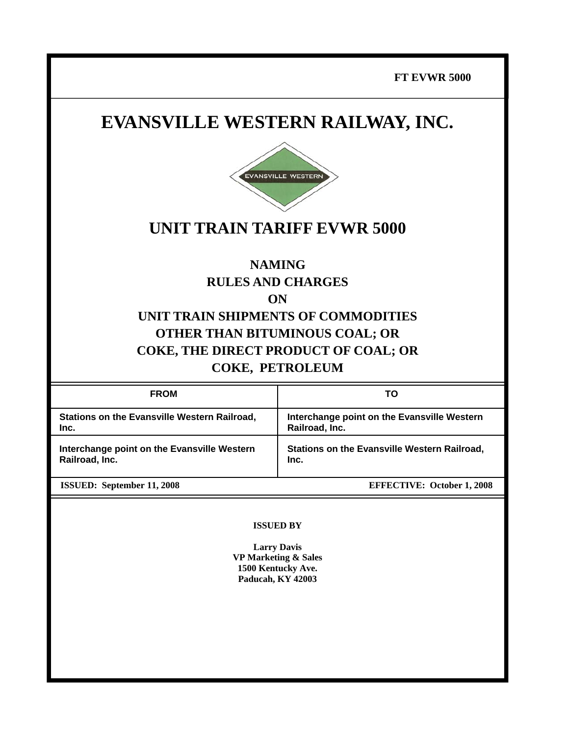FT EVWR 5000

# EVANSVILLE WESTERN RAILWAY, INC.

EVANSVILLE WESTERN

## UNIT TRAIN TARIFF EVWR 5000

**NAMING**
**RULES AND CHARGES**
**ON**
**UNIT TRAIN SHIPMENTS OF COMMODITIES**
**OTHER THAN BITUMINOUS COAL; OR**
**COKE, THE DIRECT PRODUCT OF COAL; OR**
**COKE, PETROLEUM**

| FROM | TO |
|---|---|
| Stations on the Evansville Western Railroad, Inc. | Interchange point on the Evansville Western Railroad, Inc. |
| Interchange point on the Evansville Western Railroad, Inc. | Stations on the Evansville Western Railroad, Inc. |

**ISSUED: September 11, 2008** **EFFECTIVE: October 1, 2008**

**ISSUED BY**

**Larry Davis**
**VP Marketing & Sales**
**1500 Kentucky Ave.**
**Paducah, KY 42003**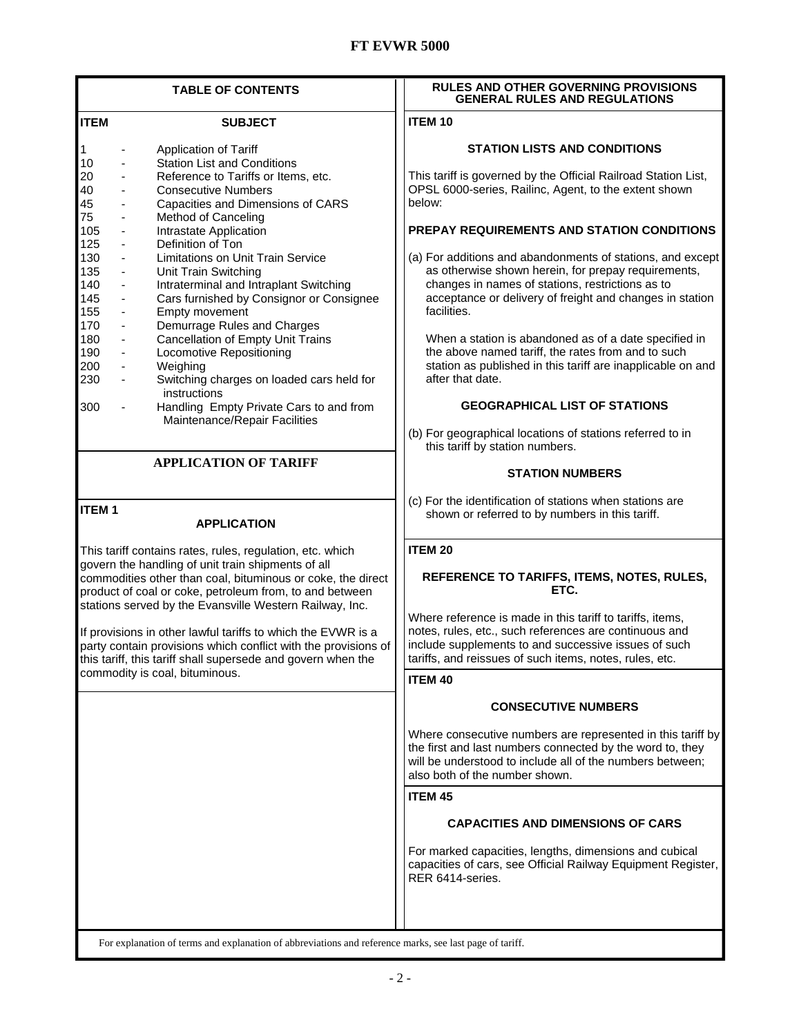## TABLE OF CONTENTS

| ITEM | | SUBJECT |
|---|---|---|
| 1 | - | Application of Tariff |
| 10 | - | Station List and Conditions |
| 20 | - | Reference to Tariffs or Items, etc. |
| 40 | - | Consecutive Numbers |
| 45 | - | Capacities and Dimensions of CARS |
| 75 | - | Method of Canceling |
| 105 | - | Intrastate Application |
| 125 | - | Definition of Ton |
| 130 | - | Limitations on Unit Train Service |
| 135 | - | Unit Train Switching |
| 140 | - | Intraterminal and Intraplant Switching |
| 145 | - | Cars furnished by Consignor or Consignee |
| 155 | - | Empty movement |
| 170 | - | Demurrage Rules and Charges |
| 180 | - | Cancellation of Empty Unit Trains |
| 190 | - | Locomotive Repositioning |
| 200 | - | Weighing |
| 230 | - | Switching charges on loaded cars held for instructions |
| 300 | - | Handling Empty Private Cars to and from Maintenance/Repair Facilities |

## APPLICATION OF TARIFF

**ITEM 1**

### APPLICATION

This tariff contains rates, rules, regulation, etc. which govern the handling of unit train shipments of all commodities other than coal, bituminous or coke, the direct product of coal or coke, petroleum from, to and between stations served by the Evansville Western Railway, Inc.

If provisions in other lawful tariffs to which the EVWR is a party contain provisions which conflict with the provisions of this tariff, this tariff shall supersede and govern when the commodity is coal, bituminous.

## RULES AND OTHER GOVERNING PROVISIONS GENERAL RULES AND REGULATIONS

**ITEM 10**

### STATION LISTS AND CONDITIONS

This tariff is governed by the Official Railroad Station List, OPSL 6000-series, Railinc, Agent, to the extent shown below:

### PREPAY REQUIREMENTS AND STATION CONDITIONS

(a) For additions and abandonments of stations, and except as otherwise shown herein, for prepay requirements, changes in names of stations, restrictions as to acceptance or delivery of freight and changes in station facilities.

When a station is abandoned as of a date specified in the above named tariff, the rates from and to such station as published in this tariff are inapplicable on and after that date.

### GEOGRAPHICAL LIST OF STATIONS

(b) For geographical locations of stations referred to in this tariff by station numbers.

### STATION NUMBERS

(c) For the identification of stations when stations are shown or referred to by numbers in this tariff.

**ITEM 20**

### REFERENCE TO TARIFFS, ITEMS, NOTES, RULES, ETC.

Where reference is made in this tariff to tariffs, items, notes, rules, etc., such references are continuous and include supplements to and successive issues of such tariffs, and reissues of such items, notes, rules, etc.

**ITEM 40**

### CONSECUTIVE NUMBERS

Where consecutive numbers are represented in this tariff by the first and last numbers connected by the word to, they will be understood to include all of the numbers between; also both of the number shown.

**ITEM 45**

### CAPACITIES AND DIMENSIONS OF CARS

For marked capacities, lengths, dimensions and cubical capacities of cars, see Official Railway Equipment Register, RER 6414-series.

For explanation of terms and explanation of abbreviations and reference marks, see last page of tariff.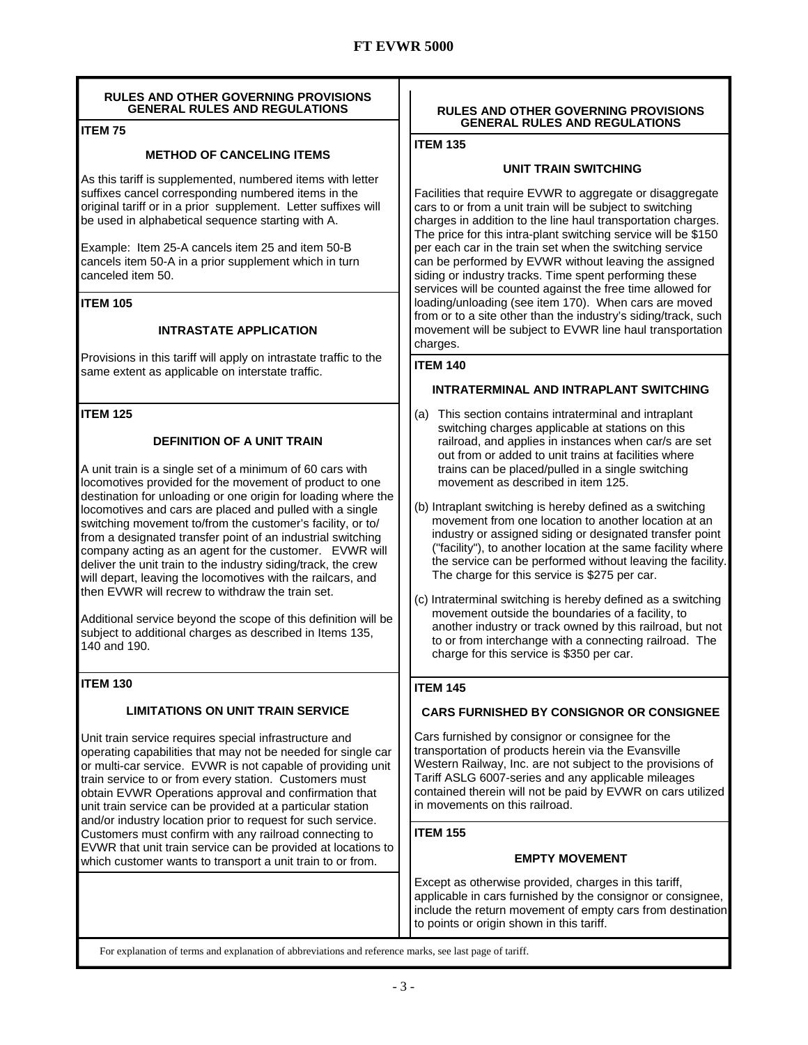## RULES AND OTHER GOVERNING PROVISIONS GENERAL RULES AND REGULATIONS

### ITEM 75

**METHOD OF CANCELING ITEMS**

As this tariff is supplemented, numbered items with letter suffixes cancel corresponding numbered items in the original tariff or in a prior supplement. Letter suffixes will be used in alphabetical sequence starting with A.

Example: Item 25-A cancels item 25 and item 50-B cancels item 50-A in a prior supplement which in turn canceled item 50.

### ITEM 105

**INTRASTATE APPLICATION**

Provisions in this tariff will apply on intrastate traffic to the same extent as applicable on interstate traffic.

### ITEM 125

**DEFINITION OF A UNIT TRAIN**

A unit train is a single set of a minimum of 60 cars with locomotives provided for the movement of product to one destination for unloading or one origin for loading where the locomotives and cars are placed and pulled with a single switching movement to/from the customer's facility, or to/from a designated transfer point of an industrial switching company acting as an agent for the customer. EVWR will deliver the unit train to the industry siding/track, the crew will depart, leaving the locomotives with the railcars, and then EVWR will recrew to withdraw the train set.

Additional service beyond the scope of this definition will be subject to additional charges as described in Items 135, 140 and 190.

### ITEM 130

**LIMITATIONS ON UNIT TRAIN SERVICE**

Unit train service requires special infrastructure and operating capabilities that may not be needed for single car or multi-car service. EVWR is not capable of providing unit train service to or from every station. Customers must obtain EVWR Operations approval and confirmation that unit train service can be provided at a particular station and/or industry location prior to request for such service. Customers must confirm with any railroad connecting to EVWR that unit train service can be provided at locations to which customer wants to transport a unit train to or from.

## RULES AND OTHER GOVERNING PROVISIONS GENERAL RULES AND REGULATIONS

### ITEM 135

**UNIT TRAIN SWITCHING**

Facilities that require EVWR to aggregate or disaggregate cars to or from a unit train will be subject to switching charges in addition to the line haul transportation charges. The price for this intra-plant switching service will be $150 per each car in the train set when the switching service can be performed by EVWR without leaving the assigned siding or industry tracks. Time spent performing these services will be counted against the free time allowed for loading/unloading (see item 170). When cars are moved from or to a site other than the industry's siding/track, such movement will be subject to EVWR line haul transportation charges.

### ITEM 140

**INTRATERMINAL AND INTRAPLANT SWITCHING**

(a) This section contains intraterminal and intraplant switching charges applicable at stations on this railroad, and applies in instances when car/s are set out from or added to unit trains at facilities where trains can be placed/pulled in a single switching movement as described in item 125.

(b) Intraplant switching is hereby defined as a switching movement from one location to another location at an industry or assigned siding or designated transfer point ("facility"), to another location at the same facility where the service can be performed without leaving the facility. The charge for this service is $275 per car.

(c) Intraterminal switching is hereby defined as a switching movement outside the boundaries of a facility, to another industry or track owned by this railroad, but not to or from interchange with a connecting railroad. The charge for this service is $350 per car.

### ITEM 145

**CARS FURNISHED BY CONSIGNOR OR CONSIGNEE**

Cars furnished by consignor or consignee for the transportation of products herein via the Evansville Western Railway, Inc. are not subject to the provisions of Tariff ASLG 6007-series and any applicable mileages contained therein will not be paid by EVWR on cars utilized in movements on this railroad.

### ITEM 155

**EMPTY MOVEMENT**

Except as otherwise provided, charges in this tariff, applicable in cars furnished by the consignor or consignee, include the return movement of empty cars from destination to points or origin shown in this tariff.

For explanation of terms and explanation of abbreviations and reference marks, see last page of tariff.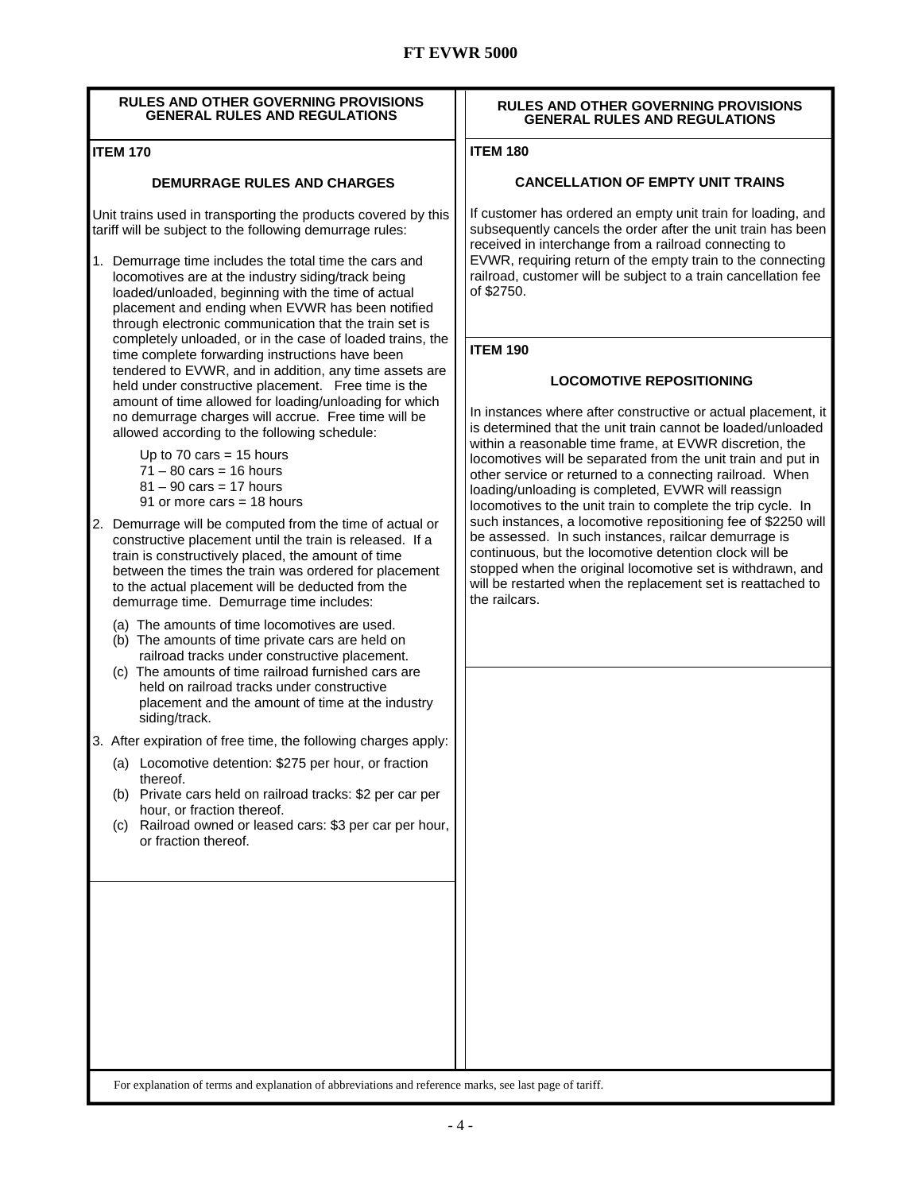## RULES AND OTHER GOVERNING PROVISIONS GENERAL RULES AND REGULATIONS

### ITEM 170

#### DEMURRAGE RULES AND CHARGES

Unit trains used in transporting the products covered by this tariff will be subject to the following demurrage rules:

1. Demurrage time includes the total time the cars and locomotives are at the industry siding/track being loaded/unloaded, beginning with the time of actual placement and ending when EVWR has been notified through electronic communication that the train set is completely unloaded, or in the case of loaded trains, the time complete forwarding instructions have been tendered to EVWR, and in addition, any time assets are held under constructive placement. Free time is the amount of time allowed for loading/unloading for which no demurrage charges will accrue. Free time will be allowed according to the following schedule:

   Up to 70 cars = 15 hours
   71 – 80 cars = 16 hours
   81 – 90 cars = 17 hours
   91 or more cars = 18 hours

2. Demurrage will be computed from the time of actual or constructive placement until the train is released. If a train is constructively placed, the amount of time between the times the train was ordered for placement to the actual placement will be deducted from the demurrage time. Demurrage time includes:

   (a) The amounts of time locomotives are used.
   (b) The amounts of time private cars are held on railroad tracks under constructive placement.
   (c) The amounts of time railroad furnished cars are held on railroad tracks under constructive placement and the amount of time at the industry siding/track.

3. After expiration of free time, the following charges apply:

   (a) Locomotive detention: $275 per hour, or fraction thereof.
   (b) Private cars held on railroad tracks: $2 per car per hour, or fraction thereof.
   (c) Railroad owned or leased cars: $3 per car per hour, or fraction thereof.

## RULES AND OTHER GOVERNING PROVISIONS GENERAL RULES AND REGULATIONS

### ITEM 180

#### CANCELLATION OF EMPTY UNIT TRAINS

If customer has ordered an empty unit train for loading, and subsequently cancels the order after the unit train has been received in interchange from a railroad connecting to EVWR, requiring return of the empty train to the connecting railroad, customer will be subject to a train cancellation fee of $2750.

### ITEM 190

#### LOCOMOTIVE REPOSITIONING

In instances where after constructive or actual placement, it is determined that the unit train cannot be loaded/unloaded within a reasonable time frame, at EVWR discretion, the locomotives will be separated from the unit train and put in other service or returned to a connecting railroad. When loading/unloading is completed, EVWR will reassign locomotives to the unit train to complete the trip cycle. In such instances, a locomotive repositioning fee of $2250 will be assessed. In such instances, railcar demurrage is continuous, but the locomotive detention clock will be stopped when the original locomotive set is withdrawn, and will be restarted when the replacement set is reattached to the railcars.

For explanation of terms and explanation of abbreviations and reference marks, see last page of tariff.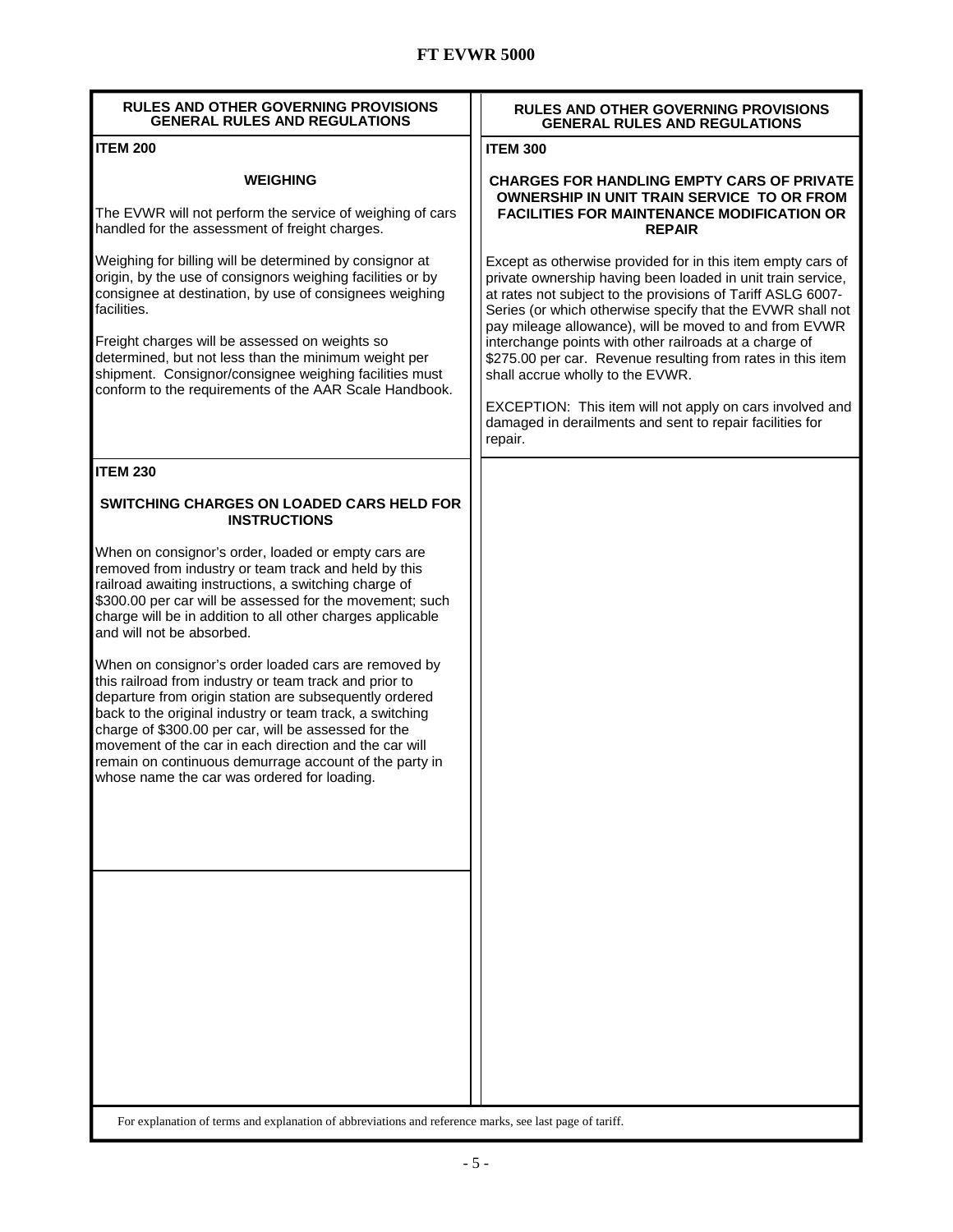## RULES AND OTHER GOVERNING PROVISIONS GENERAL RULES AND REGULATIONS

**ITEM 200**

### WEIGHING

The EVWR will not perform the service of weighing of cars handled for the assessment of freight charges.

Weighing for billing will be determined by consignor at origin, by the use of consignors weighing facilities or by consignee at destination, by use of consignees weighing facilities.

Freight charges will be assessed on weights so determined, but not less than the minimum weight per shipment. Consignor/consignee weighing facilities must conform to the requirements of the AAR Scale Handbook.

**ITEM 230**

### SWITCHING CHARGES ON LOADED CARS HELD FOR INSTRUCTIONS

When on consignor's order, loaded or empty cars are removed from industry or team track and held by this railroad awaiting instructions, a switching charge of $300.00 per car will be assessed for the movement; such charge will be in addition to all other charges applicable and will not be absorbed.

When on consignor's order loaded cars are removed by this railroad from industry or team track and prior to departure from origin station are subsequently ordered back to the original industry or team track, a switching charge of $300.00 per car, will be assessed for the movement of the car in each direction and the car will remain on continuous demurrage account of the party in whose name the car was ordered for loading.

## RULES AND OTHER GOVERNING PROVISIONS GENERAL RULES AND REGULATIONS

**ITEM 300**

### CHARGES FOR HANDLING EMPTY CARS OF PRIVATE OWNERSHIP IN UNIT TRAIN SERVICE TO OR FROM FACILITIES FOR MAINTENANCE MODIFICATION OR REPAIR

Except as otherwise provided for in this item empty cars of private ownership having been loaded in unit train service, at rates not subject to the provisions of Tariff ASLG 6007-Series (or which otherwise specify that the EVWR shall not pay mileage allowance), will be moved to and from EVWR interchange points with other railroads at a charge of $275.00 per car. Revenue resulting from rates in this item shall accrue wholly to the EVWR.

EXCEPTION: This item will not apply on cars involved and damaged in derailments and sent to repair facilities for repair.

For explanation of terms and explanation of abbreviations and reference marks, see last page of tariff.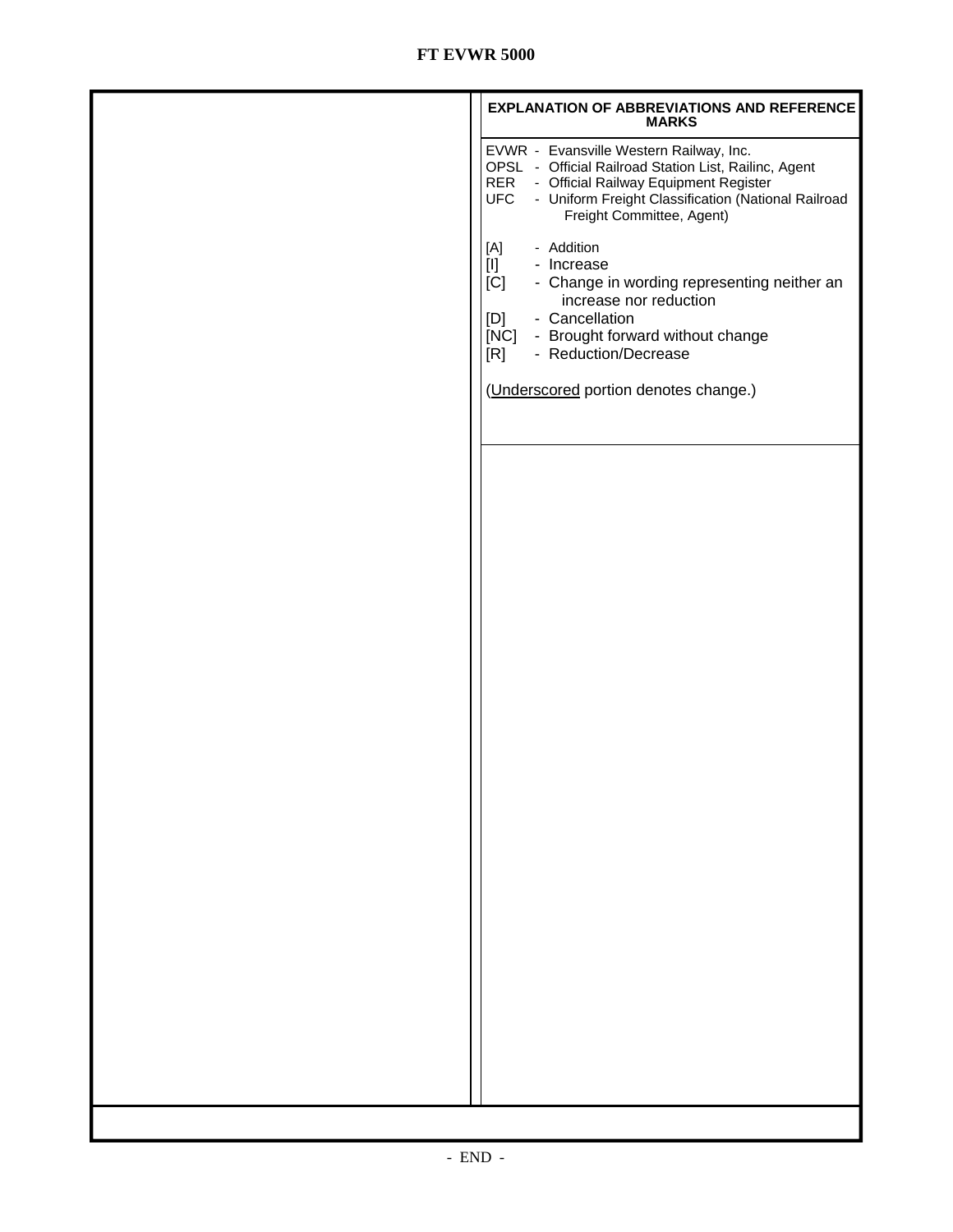## EXPLANATION OF ABBREVIATIONS AND REFERENCE MARKS

EVWR - Evansville Western Railway, Inc.
OPSL - Official Railroad Station List, Railinc, Agent
RER - Official Railway Equipment Register
UFC - Uniform Freight Classification (National Railroad Freight Committee, Agent)

[A] - Addition
[I] - Increase
[C] - Change in wording representing neither an increase nor reduction
[D] - Cancellation
[NC] - Brought forward without change
[R] - Reduction/Decrease

(Underscored portion denotes change.)

- END -